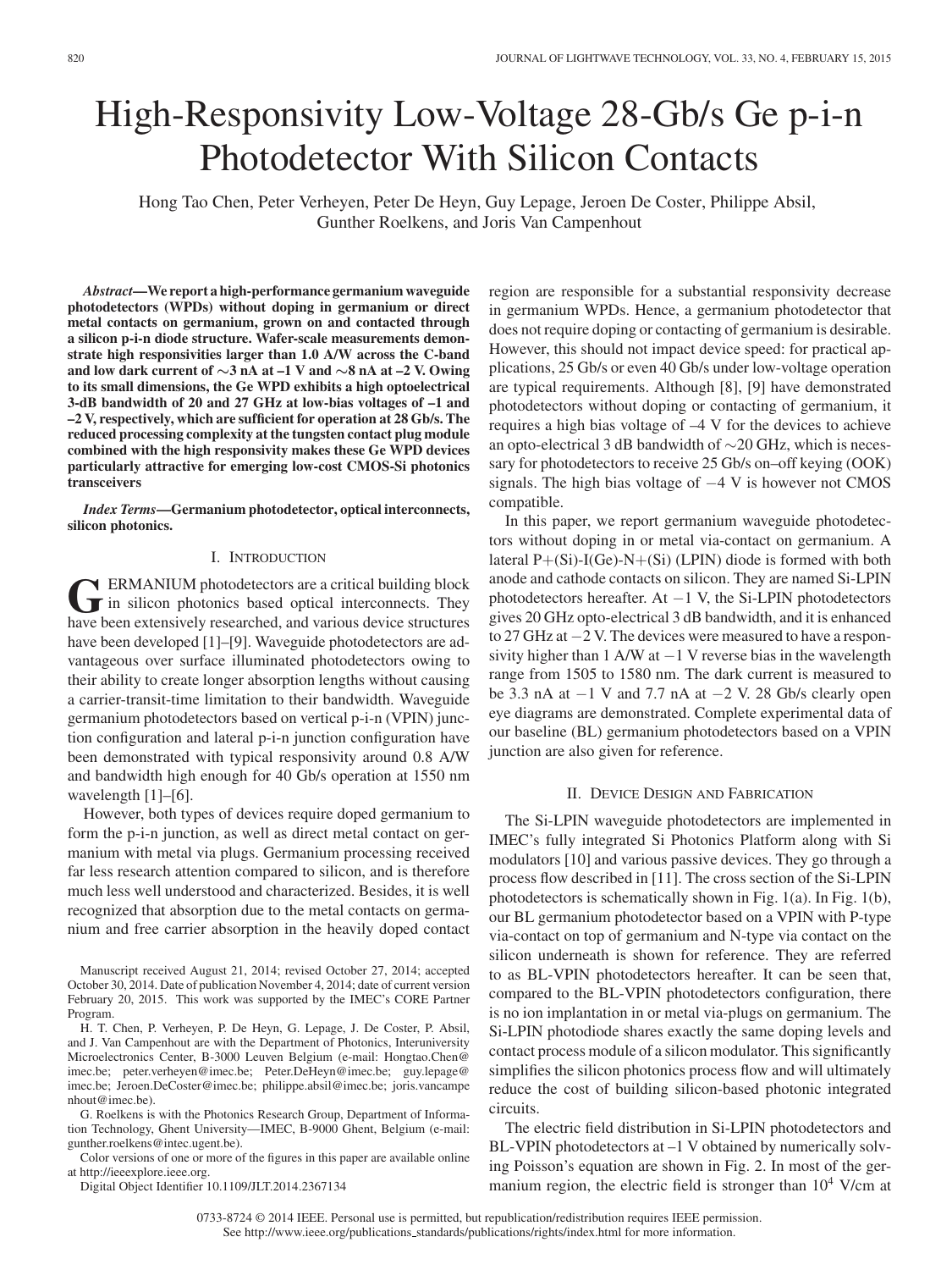// High-Responsivity Low-Voltage 28-Gb/s Ge p-i-n Photodetector With Silicon Contacts

Hong Tao Chen, Peter Verheyen, Peter De Heyn, Guy Lepage, Jeroen De Coster, Philippe Absil, Gunther Roelkens, and Joris Van Campenhout

***Abstract*—We report a high-performance germanium waveguide photodetectors (WPDs) without doping in germanium or direct metal contacts on germanium, grown on and contacted through a silicon p-i-n diode structure. Wafer-scale measurements demonstrate high responsivities larger than 1.0 A/W across the C-band and low dark current of ∼3 nA at –1 V and ∼8 nA at –2 V. Owing to its small dimensions, the Ge WPD exhibits a high optoelectrical 3-dB bandwidth of 20 and 27 GHz at low-bias voltages of –1 and –2 V, respectively, which are sufficient for operation at 28 Gb/s. The reduced processing complexity at the tungsten contact plug module combined with the high responsivity makes these Ge WPD devices particularly attractive for emerging low-cost CMOS-Si photonics transceivers**

***Index Terms*—Germanium photodetector, optical interconnects, silicon photonics.**

## I. Introduction

Germanium photodetectors are a critical building block in silicon photonics based optical interconnects. They have been extensively researched, and various device structures have been developed [1]–[9]. Waveguide photodetectors are advantageous over surface illuminated photodetectors owing to their ability to create longer absorption lengths without causing a carrier-transit-time limitation to their bandwidth. Waveguide germanium photodetectors based on vertical p-i-n (VPIN) junction configuration and lateral p-i-n junction configuration have been demonstrated with typical responsivity around 0.8 A/W and bandwidth high enough for 40 Gb/s operation at 1550 nm wavelength [1]–[6].

However, both types of devices require doped germanium to form the p-i-n junction, as well as direct metal contact on germanium with metal via plugs. Germanium processing received far less research attention compared to silicon, and is therefore much less well understood and characterized. Besides, it is well recognized that absorption due to the metal contacts on germanium and free carrier absorption in the heavily doped contact region are responsible for a substantial responsivity decrease in germanium WPDs. Hence, a germanium photodetector that does not require doping or contacting of germanium is desirable. However, this should not impact device speed: for practical applications, 25 Gb/s or even 40 Gb/s under low-voltage operation are typical requirements. Although [8], [9] have demonstrated photodetectors without doping or contacting of germanium, it requires a high bias voltage of –4 V for the devices to achieve an opto-electrical 3 dB bandwidth of ∼20 GHz, which is necessary for photodetectors to receive 25 Gb/s on–off keying (OOK) signals. The high bias voltage of −4 V is however not CMOS compatible.

In this paper, we report germanium waveguide photodetectors without doping in or metal via-contact on germanium. A lateral P+(Si)-I(Ge)-N+(Si) (LPIN) diode is formed with both anode and cathode contacts on silicon. They are named Si-LPIN photodetectors hereafter. At −1 V, the Si-LPIN photodetectors gives 20 GHz opto-electrical 3 dB bandwidth, and it is enhanced to 27 GHz at −2 V. The devices were measured to have a responsivity higher than 1 A/W at −1 V reverse bias in the wavelength range from 1505 to 1580 nm. The dark current is measured to be 3.3 nA at −1 V and 7.7 nA at −2 V. 28 Gb/s clearly open eye diagrams are demonstrated. Complete experimental data of our baseline (BL) germanium photodetectors based on a VPIN junction are also given for reference.

## II. Device Design and Fabrication

The Si-LPIN waveguide photodetectors are implemented in IMEC's fully integrated Si Photonics Platform along with Si modulators [10] and various passive devices. They go through a process flow described in [11]. The cross section of the Si-LPIN photodetectors is schematically shown in Fig. 1(a). In Fig. 1(b), our BL germanium photodetector based on a VPIN with P-type via-contact on top of germanium and N-type via contact on the silicon underneath is shown for reference. They are referred to as BL-VPIN photodetectors hereafter. It can be seen that, compared to the BL-VPIN photodetectors configuration, there is no ion implantation in or metal via-plugs on germanium. The Si-LPIN photodiode shares exactly the same doping levels and contact process module of a silicon modulator. This significantly simplifies the silicon photonics process flow and will ultimately reduce the cost of building silicon-based photonic integrated circuits.

The electric field distribution in Si-LPIN photodetectors and BL-VPIN photodetectors at –1 V obtained by numerically solving Poisson's equation are shown in Fig. 2. In most of the germanium region, the electric field is stronger than $10^4$ V/cm at

Manuscript received August 21, 2014; revised October 27, 2014; accepted October 30, 2014. Date of publication November 4, 2014; date of current version February 20, 2015. This work was supported by the IMEC's CORE Partner Program.

H. T. Chen, P. Verheyen, P. De Heyn, G. Lepage, J. De Coster, P. Absil, and J. Van Campenhout are with the Department of Photonics, Interuniversity Microelectronics Center, B-3000 Leuven Belgium (e-mail: Hongtao.Chen@imec.be; peter.verheyen@imec.be; Peter.DeHeyn@imec.be; guy.lepage@imec.be; Jeroen.DeCoster@imec.be; philippe.absil@imec.be; joris.vancampenhout@imec.be).

G. Roelkens is with the Photonics Research Group, Department of Information Technology, Ghent University—IMEC, B-9000 Ghent, Belgium (e-mail: gunther.roelkens@intec.ugent.be).

Color versions of one or more of the figures in this paper are available online at http://ieeexplore.ieee.org.

Digital Object Identifier 10.1109/JLT.2014.2367134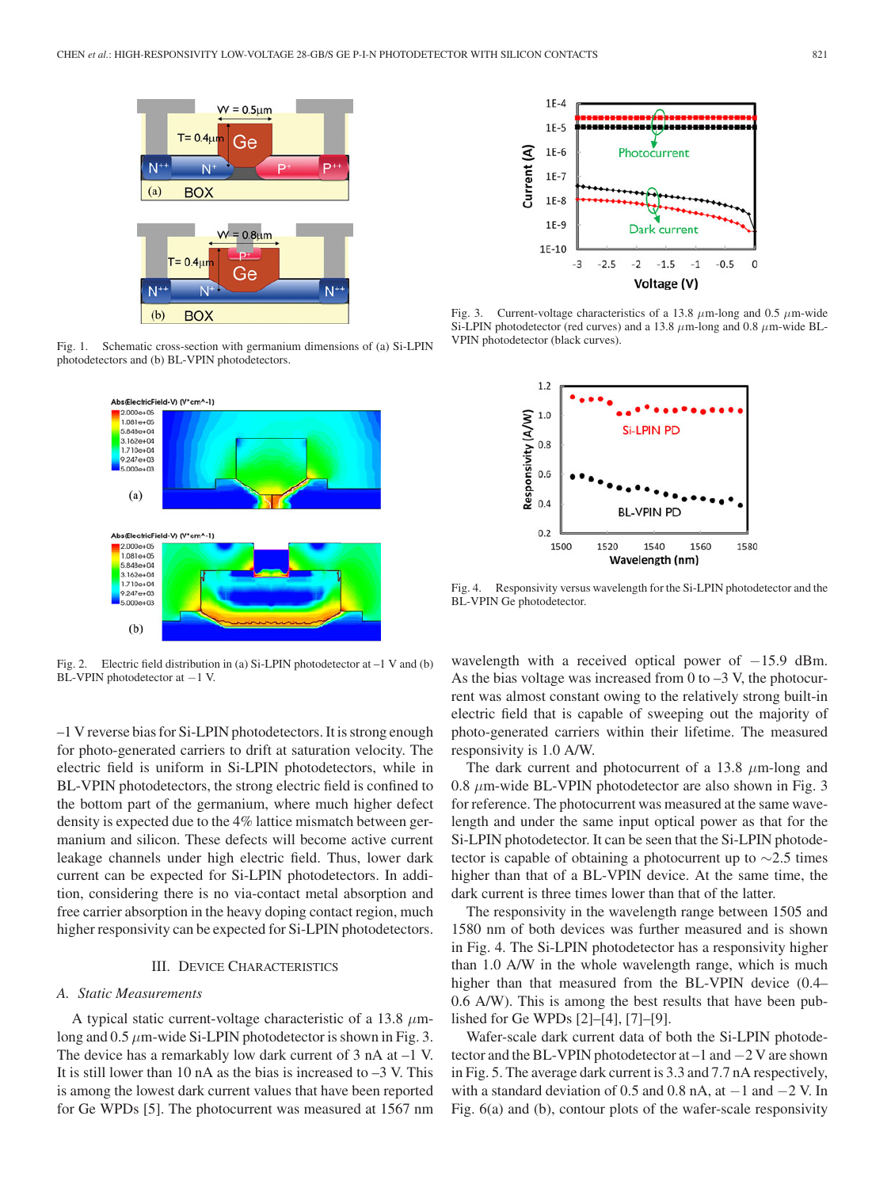Fig. 1. Schematic cross-section with germanium dimensions of (a) Si-LPIN photodetectors and (b) BL-VPIN photodetectors.

Fig. 2. Electric field distribution in (a) Si-LPIN photodetector at –1 V and (b) BL-VPIN photodetector at −1 V.

–1 V reverse bias for Si-LPIN photodetectors. It is strong enough for photo-generated carriers to drift at saturation velocity. The electric field is uniform in Si-LPIN photodetectors, while in BL-VPIN photodetectors, the strong electric field is confined to the bottom part of the germanium, where much higher defect density is expected due to the 4% lattice mismatch between germanium and silicon. These defects will become active current leakage channels under high electric field. Thus, lower dark current can be expected for Si-LPIN photodetectors. In addition, considering there is no via-contact metal absorption and free carrier absorption in the heavy doping contact region, much higher responsivity can be expected for Si-LPIN photodetectors.

## III. Device Characteristics

### A. Static Measurements

A typical static current-voltage characteristic of a 13.8 $\mu$m-long and 0.5 $\mu$m-wide Si-LPIN photodetector is shown in Fig. 3. The device has a remarkably low dark current of 3 nA at –1 V. It is still lower than 10 nA as the bias is increased to –3 V. This is among the lowest dark current values that have been reported for Ge WPDs [5]. The photocurrent was measured at 1567 nm wavelength with a received optical power of −15.9 dBm. As the bias voltage was increased from 0 to –3 V, the photocurrent was almost constant owing to the relatively strong built-in electric field that is capable of sweeping out the majority of photo-generated carriers within their lifetime. The measured responsivity is 1.0 A/W.

The dark current and photocurrent of a 13.8 $\mu$m-long and 0.8 $\mu$m-wide BL-VPIN photodetector are also shown in Fig. 3 for reference. The photocurrent was measured at the same wavelength and under the same input optical power as that for the Si-LPIN photodetector. It can be seen that the Si-LPIN photodetector is capable of obtaining a photocurrent up to ∼2.5 times higher than that of a BL-VPIN device. At the same time, the dark current is three times lower than that of the latter.

The responsivity in the wavelength range between 1505 and 1580 nm of both devices was further measured and is shown in Fig. 4. The Si-LPIN photodetector has a responsivity higher than 1.0 A/W in the whole wavelength range, which is much higher than that measured from the BL-VPIN device (0.4–0.6 A/W). This is among the best results that have been published for Ge WPDs [2]–[4], [7]–[9].

Wafer-scale dark current data of both the Si-LPIN photodetector and the BL-VPIN photodetector at –1 and −2 V are shown in Fig. 5. The average dark current is 3.3 and 7.7 nA respectively, with a standard deviation of 0.5 and 0.8 nA, at −1 and −2 V. In Fig. 6(a) and (b), contour plots of the wafer-scale responsivity

Fig. 3. Current-voltage characteristics of a 13.8 $\mu$m-long and 0.5 $\mu$m-wide Si-LPIN photodetector (red curves) and a 13.8 $\mu$m-long and 0.8 $\mu$m-wide BL-VPIN photodetector (black curves).

Fig. 4. Responsivity versus wavelength for the Si-LPIN photodetector and the BL-VPIN Ge photodetector.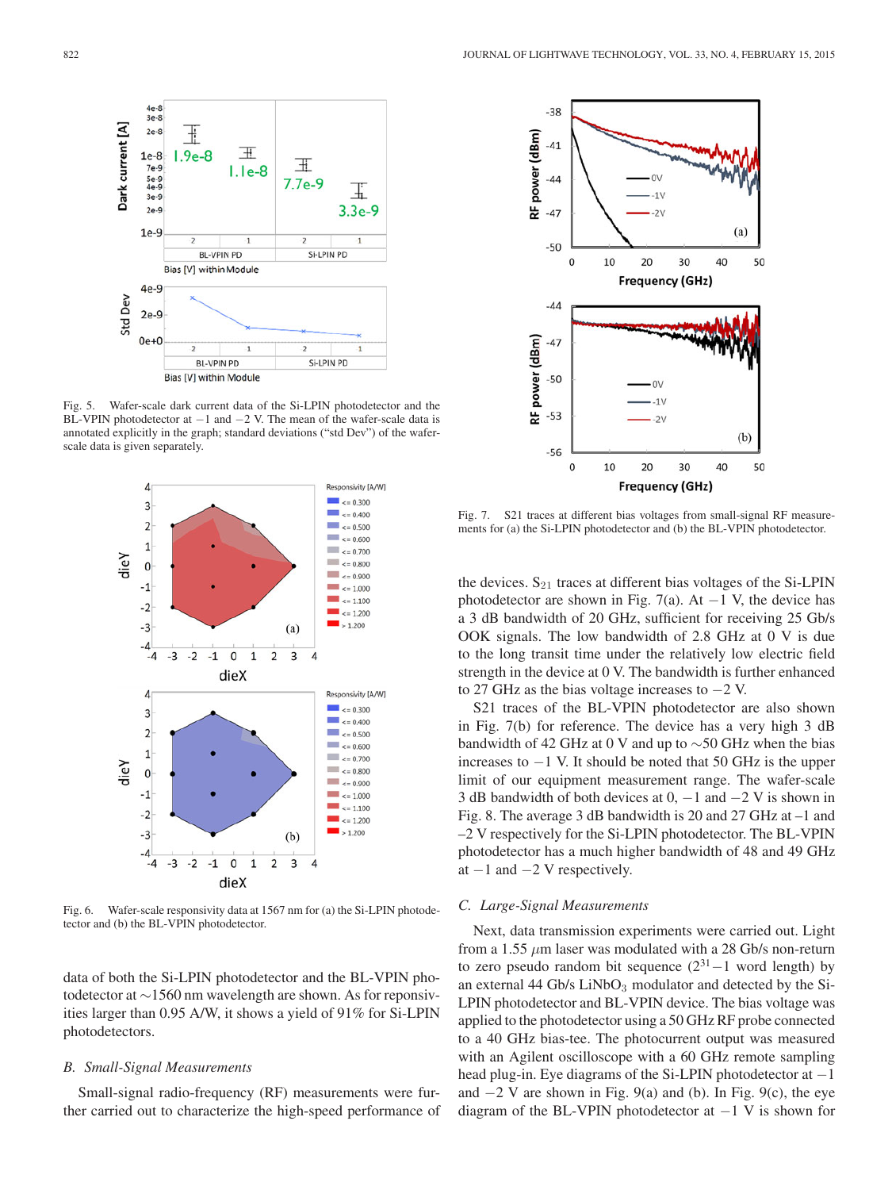Fig. 5. Wafer-scale dark current data of the Si-LPIN photodetector and the BL-VPIN photodetector at −1 and −2 V. The mean of the wafer-scale data is annotated explicitly in the graph; standard deviations ("std Dev") of the wafer-scale data is given separately.

Fig. 6. Wafer-scale responsivity data at 1567 nm for (a) the Si-LPIN photodetector and (b) the BL-VPIN photodetector.

data of both the Si-LPIN photodetector and the BL-VPIN photodetector at ∼1560 nm wavelength are shown. As for responsivities larger than 0.95 A/W, it shows a yield of 91% for Si-LPIN photodetectors.

### *B. Small-Signal Measurements*

Small-signal radio-frequency (RF) measurements were further carried out to characterize the high-speed performance of the devices. $S_{21}$ traces at different bias voltages of the Si-LPIN photodetector are shown in Fig. 7(a). At −1 V, the device has a 3 dB bandwidth of 20 GHz, sufficient for receiving 25 Gb/s OOK signals. The low bandwidth of 2.8 GHz at 0 V is due to the long transit time under the relatively low electric field strength in the device at 0 V. The bandwidth is further enhanced to 27 GHz as the bias voltage increases to −2 V.

S21 traces of the BL-VPIN photodetector are also shown in Fig. 7(b) for reference. The device has a very high 3 dB bandwidth of 42 GHz at 0 V and up to ∼50 GHz when the bias increases to −1 V. It should be noted that 50 GHz is the upper limit of our equipment measurement range. The wafer-scale 3 dB bandwidth of both devices at 0, −1 and −2 V is shown in Fig. 8. The average 3 dB bandwidth is 20 and 27 GHz at –1 and –2 V respectively for the Si-LPIN photodetector. The BL-VPIN photodetector has a much higher bandwidth of 48 and 49 GHz at −1 and −2 V respectively.

Fig. 7. S21 traces at different bias voltages from small-signal RF measurements for (a) the Si-LPIN photodetector and (b) the BL-VPIN photodetector.

### *C. Large-Signal Measurements*

Next, data transmission experiments were carried out. Light from a 1.55 $\mu$m laser was modulated with a 28 Gb/s non-return to zero pseudo random bit sequence ($2^{31}-1$ word length) by an external 44 Gb/s $LiNbO_3$ modulator and detected by the Si-LPIN photodetector and BL-VPIN device. The bias voltage was applied to the photodetector using a 50 GHz RF probe connected to a 40 GHz bias-tee. The photocurrent output was measured with an Agilent oscilloscope with a 60 GHz remote sampling head plug-in. Eye diagrams of the Si-LPIN photodetector at −1 and −2 V are shown in Fig. 9(a) and (b). In Fig. 9(c), the eye diagram of the BL-VPIN photodetector at −1 V is shown for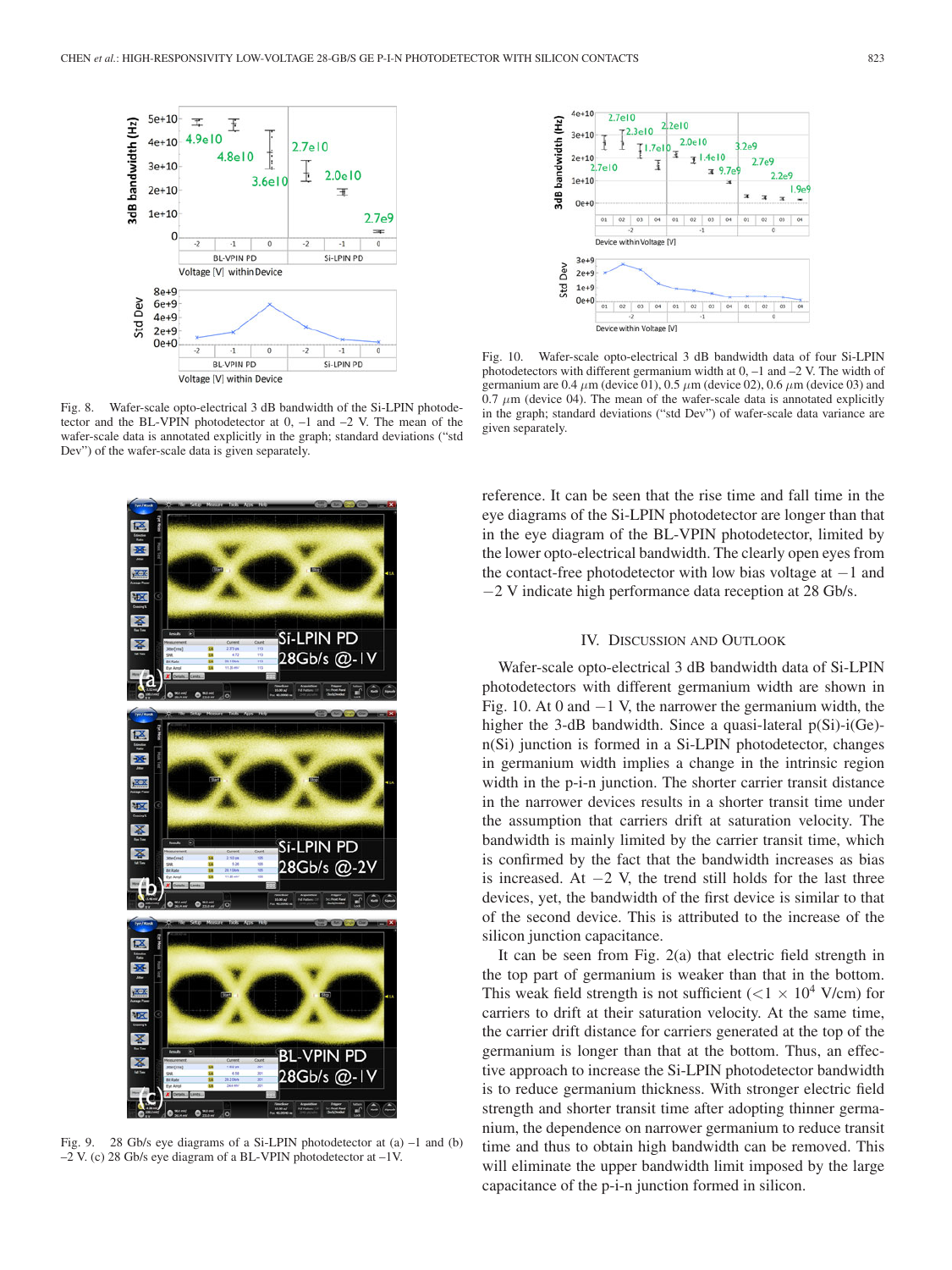Fig. 8. Wafer-scale opto-electrical 3 dB bandwidth of the Si-LPIN photodetector and the BL-VPIN photodetector at 0, –1 and –2 V. The mean of the wafer-scale data is annotated explicitly in the graph; standard deviations ("std Dev") of the wafer-scale data is given separately.

Fig. 10. Wafer-scale opto-electrical 3 dB bandwidth data of four Si-LPIN photodetectors with different germanium width at 0, –1 and –2 V. The width of germanium are 0.4 $\mu$m (device 01), 0.5 $\mu$m (device 02), 0.6 $\mu$m (device 03) and 0.7 $\mu$m (device 04). The mean of the wafer-scale data is annotated explicitly in the graph; standard deviations ("std Dev") of wafer-scale data variance are given separately.

Fig. 9. 28 Gb/s eye diagrams of a Si-LPIN photodetector at (a) –1 and (b) –2 V. (c) 28 Gb/s eye diagram of a BL-VPIN photodetector at –1V.

reference. It can be seen that the rise time and fall time in the eye diagrams of the Si-LPIN photodetector are longer than that in the eye diagram of the BL-VPIN photodetector, limited by the lower opto-electrical bandwidth. The clearly open eyes from the contact-free photodetector with low bias voltage at $-1$ and $-2$ V indicate high performance data reception at 28 Gb/s.

## IV. Discussion and Outlook

Wafer-scale opto-electrical 3 dB bandwidth data of Si-LPIN photodetectors with different germanium width are shown in Fig. 10. At 0 and $-1$ V, the narrower the germanium width, the higher the 3-dB bandwidth. Since a quasi-lateral p(Si)-i(Ge)-n(Si) junction is formed in a Si-LPIN photodetector, changes in germanium width implies a change in the intrinsic region width in the p-i-n junction. The shorter carrier transit distance in the narrower devices results in a shorter transit time under the assumption that carriers drift at saturation velocity. The bandwidth is mainly limited by the carrier transit time, which is confirmed by the fact that the bandwidth increases as bias is increased. At $-2$ V, the trend still holds for the last three devices, yet, the bandwidth of the first device is similar to that of the second device. This is attributed to the increase of the silicon junction capacitance.

It can be seen from Fig. 2(a) that electric field strength in the top part of germanium is weaker than that in the bottom. This weak field strength is not sufficient ($<1 \times 10^4$ V/cm) for carriers to drift at their saturation velocity. At the same time, the carrier drift distance for carriers generated at the top of the germanium is longer than that at the bottom. Thus, an effective approach to increase the Si-LPIN photodetector bandwidth is to reduce germanium thickness. With stronger electric field strength and shorter transit time after adopting thinner germanium, the dependence on narrower germanium to reduce transit time and thus to obtain high bandwidth can be removed. This will eliminate the upper bandwidth limit imposed by the large capacitance of the p-i-n junction formed in silicon.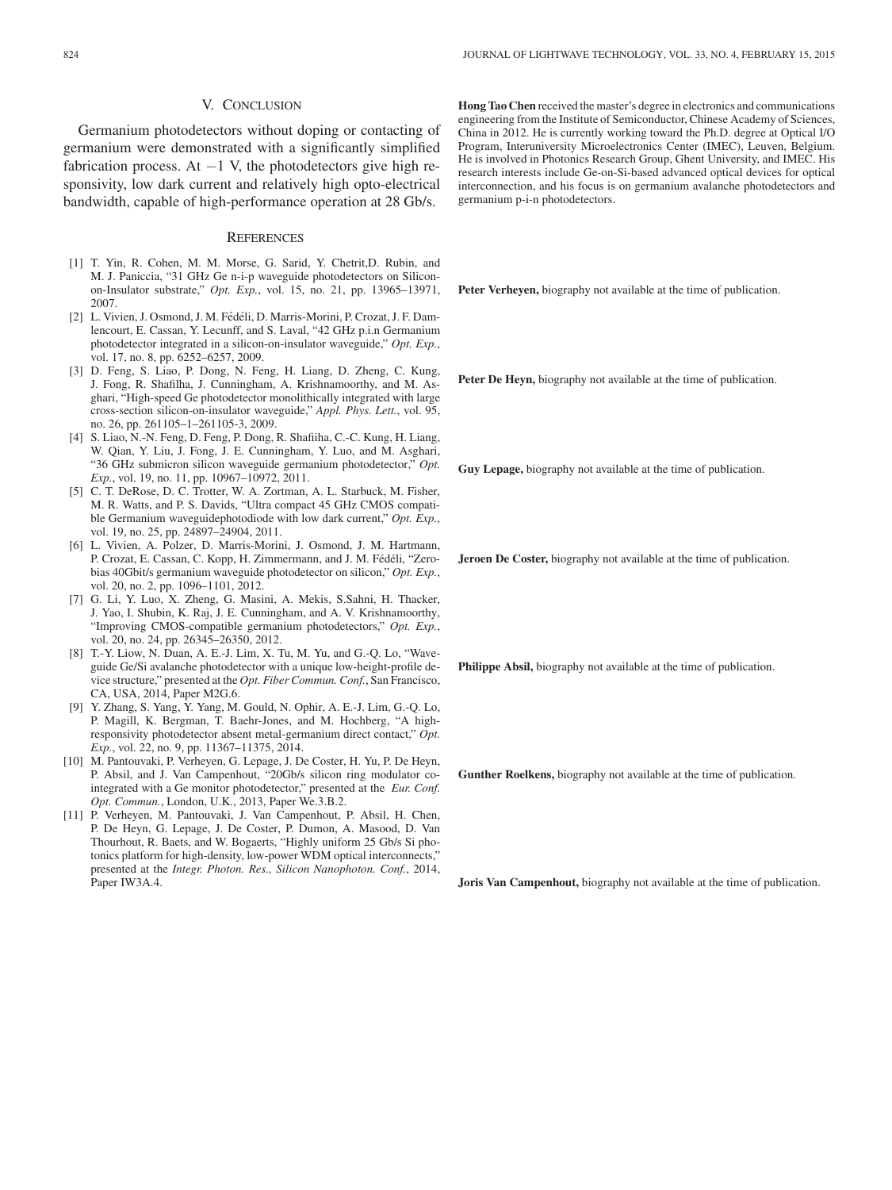## V. Conclusion

Germanium photodetectors without doping or contacting of germanium were demonstrated with a significantly simplified fabrication process. At $-1$ V, the photodetectors give high responsivity, low dark current and relatively high opto-electrical bandwidth, capable of high-performance operation at 28 Gb/s.

## References

[1] T. Yin, R. Cohen, M. M. Morse, G. Sarid, Y. Chetrit,D. Rubin, and M. J. Paniccia, "31 GHz Ge n-i-p waveguide photodetectors on Silicon-on-Insulator substrate," *Opt. Exp.*, vol. 15, no. 21, pp. 13965–13971, 2007.

[2] L. Vivien, J. Osmond, J. M. Fédéli, D. Marris-Morini, P. Crozat, J. F. Damlencourt, E. Cassan, Y. Lecunff, and S. Laval, "42 GHz p.i.n Germanium photodetector integrated in a silicon-on-insulator waveguide," *Opt. Exp.*, vol. 17, no. 8, pp. 6252–6257, 2009.

[3] D. Feng, S. Liao, P. Dong, N. Feng, H. Liang, D. Zheng, C. Kung, J. Fong, R. Shafilha, J. Cunningham, A. Krishnamoorthy, and M. Asghari, "High-speed Ge photodetector monolithically integrated with large cross-section silicon-on-insulator waveguide," *Appl. Phys. Lett.*, vol. 95, no. 26, pp. 261105–1–261105-3, 2009.

[4] S. Liao, N.-N. Feng, D. Feng, P. Dong, R. Shafiiha, C.-C. Kung, H. Liang, W. Qian, Y. Liu, J. Fong, J. E. Cunningham, Y. Luo, and M. Asghari, "36 GHz submicron silicon waveguide germanium photodetector," *Opt. Exp.*, vol. 19, no. 11, pp. 10967–10972, 2011.

[5] C. T. DeRose, D. C. Trotter, W. A. Zortman, A. L. Starbuck, M. Fisher, M. R. Watts, and P. S. Davids, "Ultra compact 45 GHz CMOS compatible Germanium waveguidephotodiode with low dark current," *Opt. Exp.*, vol. 19, no. 25, pp. 24897–24904, 2011.

[6] L. Vivien, A. Polzer, D. Marris-Morini, J. Osmond, J. M. Hartmann, P. Crozat, E. Cassan, C. Kopp, H. Zimmermann, and J. M. Fédéli, "Zero-bias 40Gbit/s germanium waveguide photodetector on silicon," *Opt. Exp.*, vol. 20, no. 2, pp. 1096–1101, 2012.

[7] G. Li, Y. Luo, X. Zheng, G. Masini, A. Mekis, S.Sahni, H. Thacker, J. Yao, I. Shubin, K. Raj, J. E. Cunningham, and A. V. Krishnamoorthy, "Improving CMOS-compatible germanium photodetectors," *Opt. Exp.*, vol. 20, no. 24, pp. 26345–26350, 2012.

[8] T.-Y. Liow, N. Duan, A. E.-J. Lim, X. Tu, M. Yu, and G.-Q. Lo, "Waveguide Ge/Si avalanche photodetector with a unique low-height-profile device structure," presented at the *Opt. Fiber Commun. Conf.*, San Francisco, CA, USA, 2014, Paper M2G.6.

[9] Y. Zhang, S. Yang, Y. Yang, M. Gould, N. Ophir, A. E.-J. Lim, G.-Q. Lo, P. Magill, K. Bergman, T. Baehr-Jones, and M. Hochberg, "A high-responsivity photodetector absent metal-germanium direct contact," *Opt. Exp.*, vol. 22, no. 9, pp. 11367–11375, 2014.

[10] M. Pantouvaki, P. Verheyen, G. Lepage, J. De Coster, H. Yu, P. De Heyn, P. Absil, and J. Van Campenhout, "20Gb/s silicon ring modulator co-integrated with a Ge monitor photodetector," presented at the *Eur. Conf. Opt. Commun.*, London, U.K., 2013, Paper We.3.B.2.

[11] P. Verheyen, M. Pantouvaki, J. Van Campenhout, P. Absil, H. Chen, P. De Heyn, G. Lepage, J. De Coster, P. Dumon, A. Masood, D. Van Thourhout, R. Baets, and W. Bogaerts, "Highly uniform 25 Gb/s Si photonics platform for high-density, low-power WDM optical interconnects," presented at the *Integr. Photon. Res., Silicon Nanophoton. Conf.*, 2014, Paper IW3A.4.

**Hong Tao Chen** received the master's degree in electronics and communications engineering from the Institute of Semiconductor, Chinese Academy of Sciences, China in 2012. He is currently working toward the Ph.D. degree at Optical I/O Program, Interuniversity Microelectronics Center (IMEC), Leuven, Belgium. He is involved in Photonics Research Group, Ghent University, and IMEC. His research interests include Ge-on-Si-based advanced optical devices for optical interconnection, and his focus is on germanium avalanche photodetectors and germanium p-i-n photodetectors.

**Peter Verheyen,** biography not available at the time of publication.

**Peter De Heyn,** biography not available at the time of publication.

**Guy Lepage,** biography not available at the time of publication.

**Jeroen De Coster,** biography not available at the time of publication.

**Philippe Absil,** biography not available at the time of publication.

**Gunther Roelkens,** biography not available at the time of publication.

**Joris Van Campenhout,** biography not available at the time of publication.